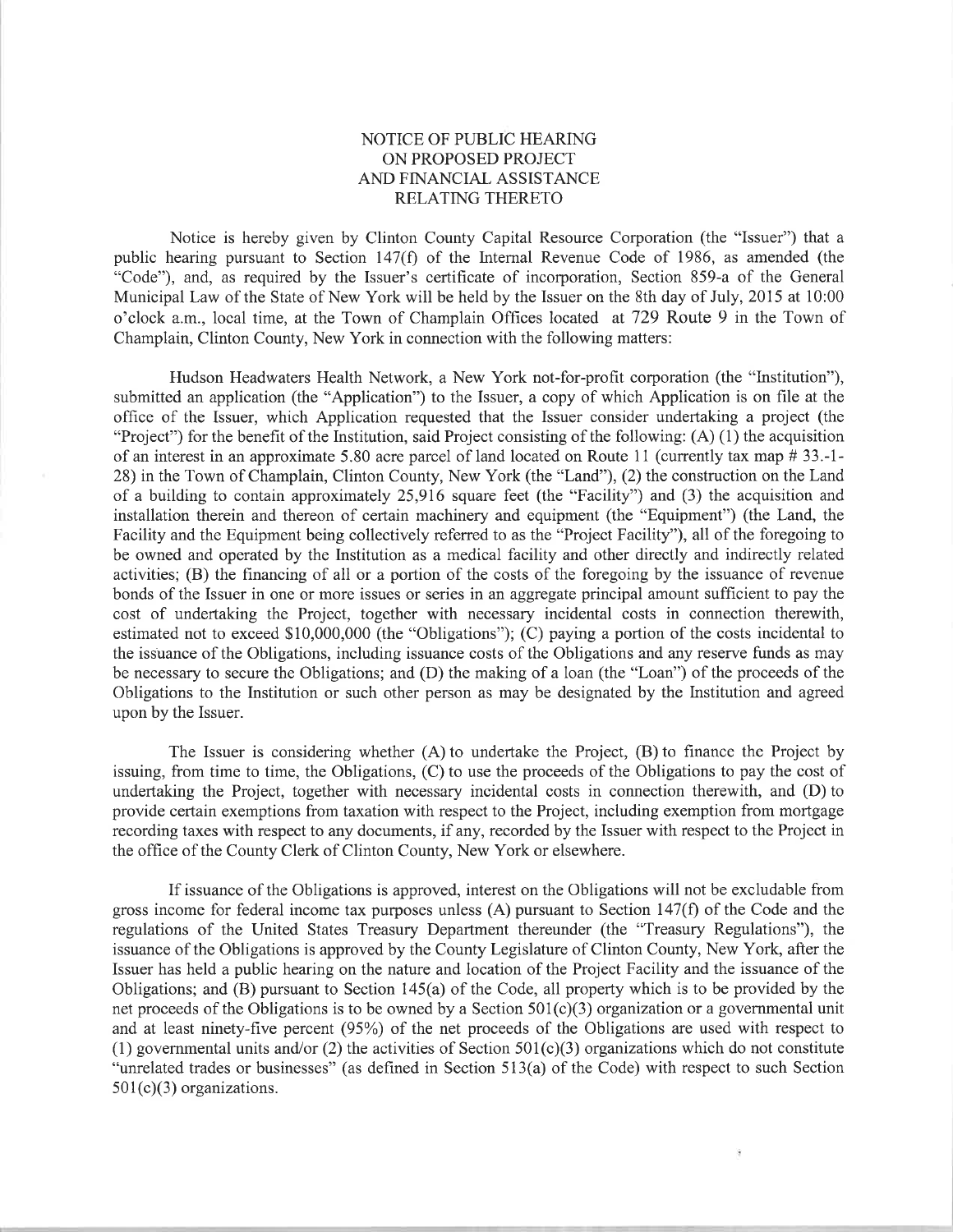# NOTICE OF PUBLIC HEARING ON PROPOSED PROJECT AND FINANCIAL ASSISTANCE RELATING THERETO

Notice is hereby given by Clinton County Capital Resource Corporation (the "Issuer") that a public hearing pursuant to Section 147(f) of the Internal Revenue Code of 1986, as amended (the "Code"), and, as required by the Issuer's certificate of incorporation, Section 859-a of the General Municipal Law of the State of New York will be held by the Issuer on the 8th day of July, 2015 at 10:00 o'clock a.m., local time, at the Town of Champlain Offices located at 729 Route 9 in the Town of Champlain, Clinton County, New York in connection with the following matters:

Hudson Headwaters Health Network, a New York not-for-profit corporation (the "Institution"), submitted an application (the "Application") to the Issuer, a copy of which Application is on file at the office of the Issuer, which Application requested that the Issuer consider undertaking a project (the "Project") for the benefit of the Institution, said Project consisting of the following: (A) (1) the acquisition of an interest in an approximate 5.80 acre parcel of land located on Route 11 (currently tax map # 33.-1-28) in the Town of Champlain, Clinton County, New York (the "Land"), (2) the construction on the Land of a building to contain approximately 25,916 square feet (the "Facility") and (3) the acquisition and installation therein and thereon of certain machinery and equipment (the "Equipment") (the Land, the Facility and the Equipment being collectively referred to as the "Project Facility"), all of the foregoing to be owned and operated by the Institution as a medical facility and other directly and indirectly related activities; (B) the financing of all or a portion of the costs of the foregoing by the issuance of revenue bonds of the Issuer in one or more issues or series in an aggregate principal amount sufficient to pay the cost of undertaking the Project, together with necessary incidental costs in connection therewith, estimated not to exceed $10,000,000 (the "Obligations"); (C) paying a portion of the costs incidental to the issuance of the Obligations, including issuance costs of the Obligations and any reserve funds as may be necessary to secure the Obligations; and (D) the making of a loan (the "Loan") of the proceeds of the Obligations to the Institution or such other person as may be designated by the Institution and agreed upon by the Issuer.

The Issuer is considering whether (A) to undertake the Project, (B) to finance the Project by issuing, from time to time, the Obligations, (C) to use the proceeds of the Obligations to pay the cost of undertaking the Project, together with necessary incidental costs in connection therewith, and (D) to provide certain exemptions from taxation with respect to the Project, including exemption from mortgage recording taxes with respect to any documents, if any, recorded by the Issuer with respect to the Project in the office of the County Clerk of Clinton County, New York or elsewhere.

If issuance of the Obligations is approved, interest on the Obligations will not be excludable from gross income for federal income tax purposes unless (A) pursuant to Section 147(f) of the Code and the regulations of the United States Treasury Department thereunder (the "Treasury Regulations"), the issuance of the Obligations is approved by the County Legislature of Clinton County, New York, after the Issuer has held a public hearing on the nature and location of the Project Facility and the issuance of the Obligations; and (B) pursuant to Section 145(a) of the Code, all property which is to be provided by the net proceeds of the Obligations is to be owned by a Section 501(c)(3) organization or a governmental unit and at least ninety-five percent (95%) of the net proceeds of the Obligations are used with respect to (1) governmental units and/or (2) the activities of Section 501(c)(3) organizations which do not constitute "unrelated trades or businesses" (as defined in Section 513(a) of the Code) with respect to such Section 501(c)(3) organizations.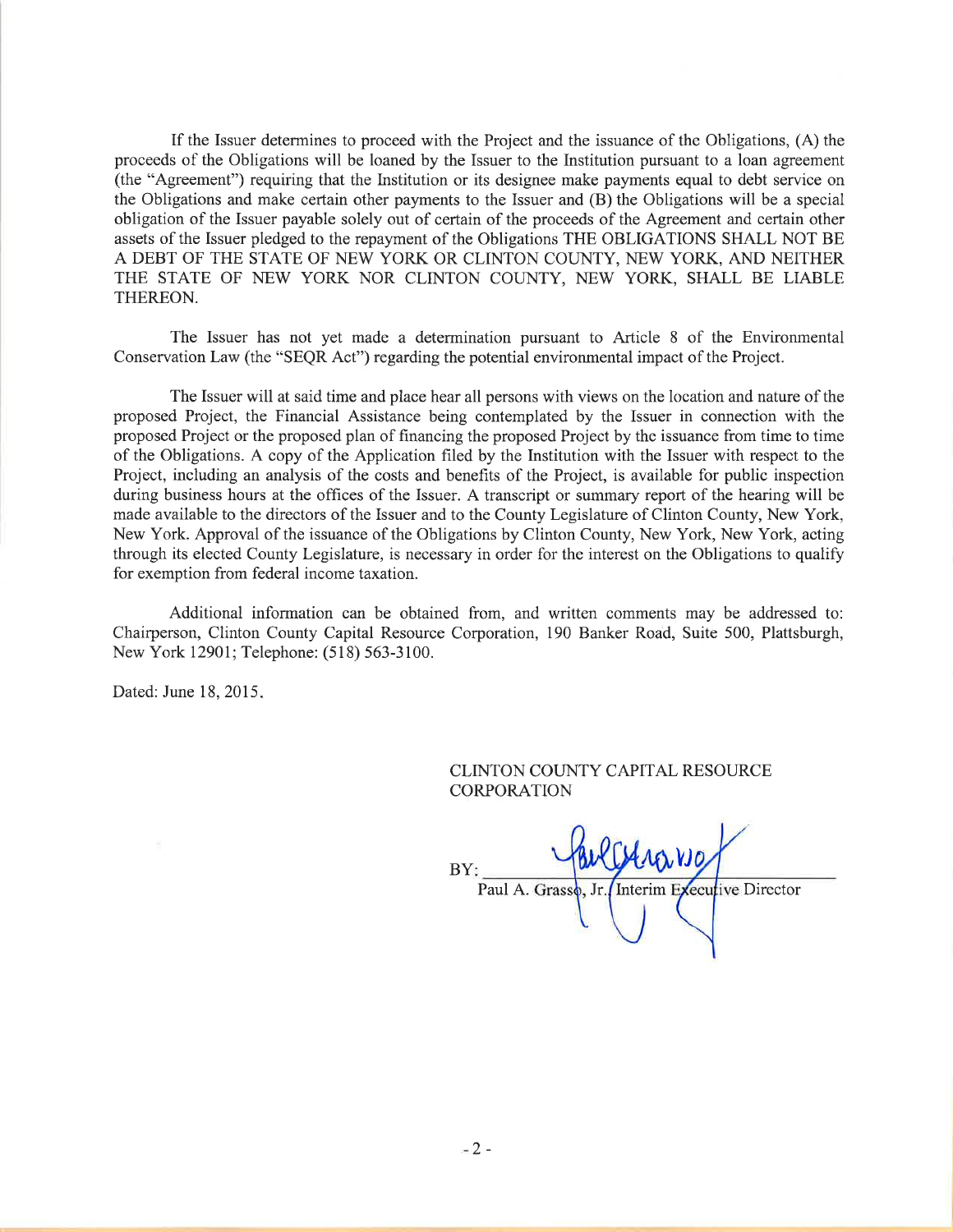If the Issuer determines to proceed with the Project and the issuance of the Obligations, (A) the proceeds of the Obligations will be loaned by the Issuer to the Institution pursuant to a loan agreement (the "Agreement") requiring that the Institution or its designee make payments equal to debt service on the Obligations and make certain other payments to the Issuer and (B) the Obligations will be a special obligation of the Issuer payable solely out of certain of the proceeds of the Agreement and certain other assets of the Issuer pledged to the repayment of the Obligations THE OBLIGATIONS SHALL NOT BE A DEBT OF THE STATE OF NEW YORK OR CLINTON COUNTY, NEW YORK, AND NEITHER THE STATE OF NEW YORK NOR CLINTON COUNTY, NEW YORK, SHALL BE LIABLE THEREON.

The Issuer has not yet made a determination pursuant to Article 8 of the Environmental Conservation Law (the "SEQR Act") regarding the potential environmental impact of the Project.

The Issuer will at said time and place hear all persons with views on the location and nature of the proposed Project, the Financial Assistance being contemplated by the Issuer in connection with the proposed Project or the proposed plan of financing the proposed Project by the issuance from time to time of the Obligations. A copy of the Application filed by the Institution with the Issuer with respect to the Project, including an analysis of the costs and benefits of the Project, is available for public inspection during business hours at the offices of the Issuer. A transcript or summary report of the hearing will be made available to the directors of the Issuer and to the County Legislature of Clinton County, New York, New York. Approval of the issuance of the Obligations by Clinton County, New York, New York, acting through its elected County Legislature, is necessary in order for the interest on the Obligations to qualify for exemption from federal income taxation.

Additional information can be obtained from, and written comments may be addressed to: Chairperson, Clinton County Capital Resource Corporation, 190 Banker Road, Suite 500, Plattsburgh, New York 12901; Telephone: (518) 563-3100.

Dated: June 18, 2015.

CLINTON COUNTY CAPITAL RESOURCE CORPORATION

BY: ______________________________
Paul A. Grasso, Jr., Interim Executive Director